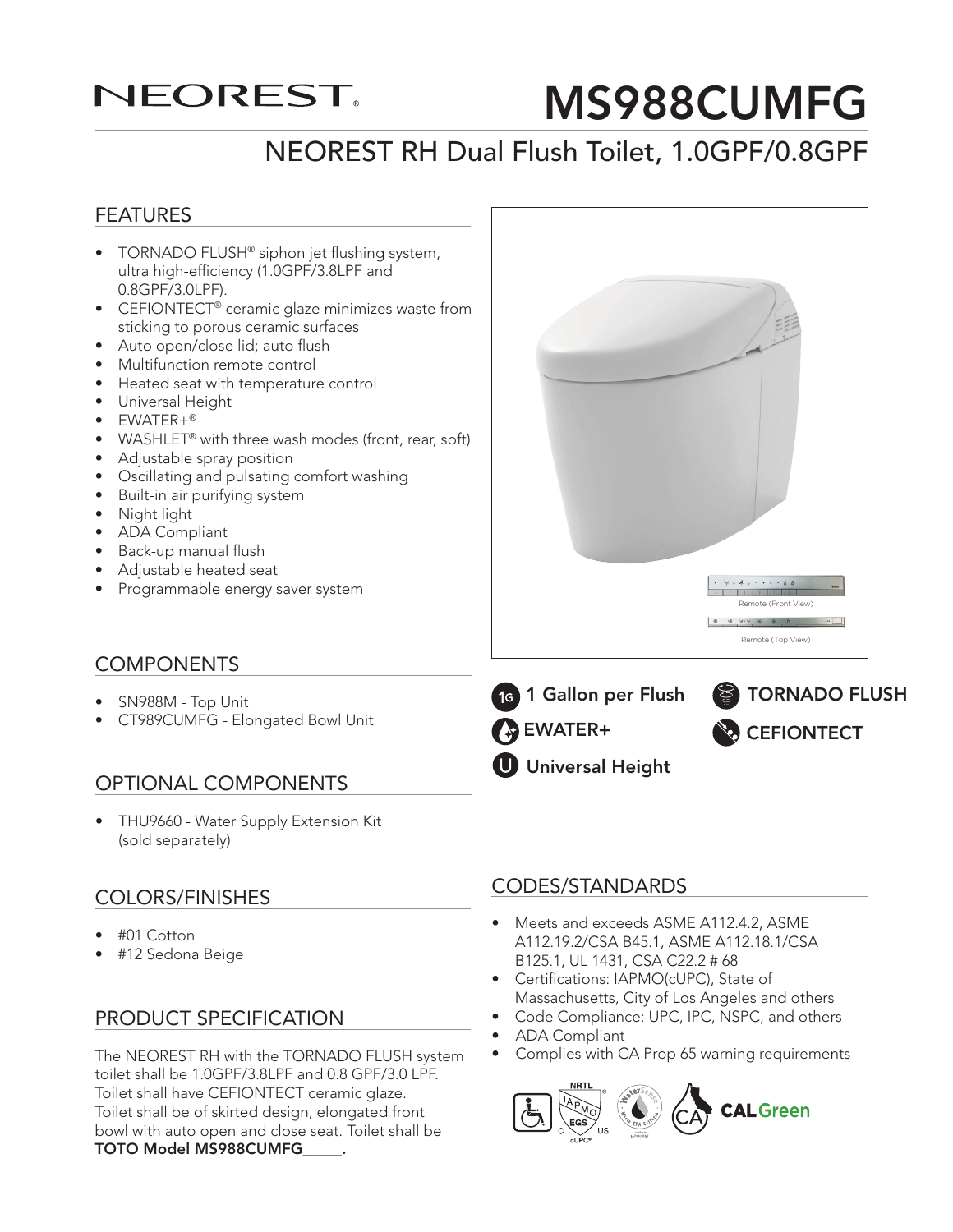# NEOREST®

# MS988CUMFG

## NEOREST RH Dual Flush Toilet, 1.0GPF/0.8GPF

## FEATURES

- TORNADO FLUSH® siphon jet flushing system, ultra high-efficiency (1.0GPF/3.8LPF and 0.8GPF/3.0LPF).
- CEFIONTECT® ceramic glaze minimizes waste from sticking to porous ceramic surfaces
- Auto open/close lid; auto flush
- Multifunction remote control
- Heated seat with temperature control
- Universal Height
- EWATER+®
- WASHLET® with three wash modes (front, rear, soft)
- Adjustable spray position
- Oscillating and pulsating comfort washing
- Built-in air purifying system
- Night light
- ADA Compliant
- Back-up manual flush
- Adjustable heated seat
- Programmable energy saver system

Remote (Front View)

Remote (Top View)

1 Gallon per Flush

TORNADO FLUSH

EWATER+

CEFIONTECT

Universal Height

## COMPONENTS

- SN988M - Top Unit
- CT989CUMFG - Elongated Bowl Unit

## OPTIONAL COMPONENTS

- THU9660 - Water Supply Extension Kit (sold separately)

## COLORS/FINISHES

- #01 Cotton
- #12 Sedona Beige

## PRODUCT SPECIFICATION

The NEOREST RH with the TORNADO FLUSH system toilet shall be 1.0GPF/3.8LPF and 0.8 GPF/3.0 LPF. Toilet shall have CEFIONTECT ceramic glaze. Toilet shall be of skirted design, elongated front bowl with auto open and close seat. Toilet shall be **TOTO Model MS988CUMFG_____.**

## CODES/STANDARDS

- Meets and exceeds ASME A112.4.2, ASME A112.19.2/CSA B45.1, ASME A112.18.1/CSA B125.1, UL 1431, CSA C22.2 # 68
- Certifications: IAPMO(cUPC), State of Massachusetts, City of Los Angeles and others
- Code Compliance: UPC, IPC, NSPC, and others
- ADA Compliant
- Complies with CA Prop 65 warning requirements

CALGreen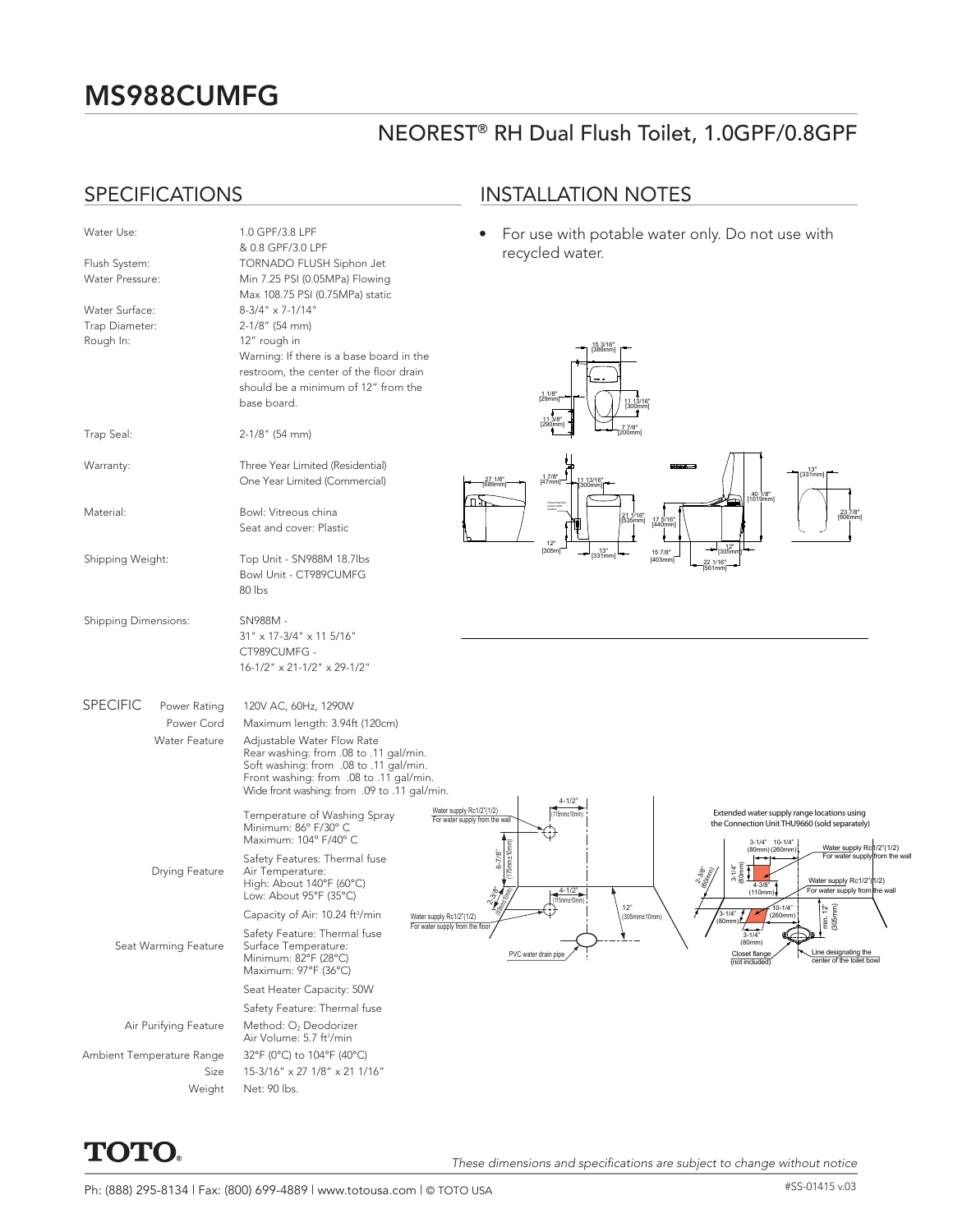# MS988CUMFG

## NEOREST® RH Dual Flush Toilet, 1.0GPF/0.8GPF

## SPECIFICATIONS

| | |
|---|---|
| Water Use: | 1.0 GPF/3.8 LPF & 0.8 GPF/3.0 LPF |
| Flush System: | TORNADO FLUSH Siphon Jet |
| Water Pressure: | Min 7.25 PSI (0.05MPa) Flowing Max 108.75 PSI (0.75MPa) static |
| Water Surface: | 8-3/4" x 7-1/14" |
| Trap Diameter: | 2-1/8" (54 mm) |
| Rough In: | 12" rough in Warning: If there is a base board in the restroom, the center of the floor drain should be a minimum of 12" from the base board. |
| Trap Seal: | 2-1/8" (54 mm) |
| Warranty: | Three Year Limited (Residential) One Year Limited (Commercial) |
| Material: | Bowl: Vitreous china Seat and cover: Plastic |
| Shipping Weight: | Top Unit - SN988M 18.7lbs Bowl Unit - CT989CUMFG 80 lbs |
| Shipping Dimensions: | SN988M - 31" x 17-3/4" x 11 5/16" CT989CUMFG - 16-1/2" x 21-1/2" x 29-1/2" |

## INSTALLATION NOTES

- For use with potable water only. Do not use with recycled water.

15 3/16" [386mm]
1 1/8" [29mm]
11 13/16" [300mm]
11 3/8" [290mm]
7 7/8" [200mm]
27 1/8" [689mm]
1 7/8" [47mm]
11 13/16" [300mm]
21 1/16" [535mm]
17 5/16" [440mm]
40 1/8" [1019mm]
13" [331mm]
23 7/8" [606mm]
12" [305mm]
13" [331mm]
15 7/8" [403mm]
12" [305mm]
22 1/16" [561mm]

### SPECIFIC

| | |
|---|---|
| Power Rating | 120V AC, 60Hz, 1290W |
| Power Cord | Maximum length: 3.94ft (120cm) |
| Water Feature | Adjustable Water Flow Rate<br>Rear washing: from .08 to .11 gal/min.<br>Soft washing: from .08 to .11 gal/min.<br>Front washing: from .08 to .11 gal/min.<br>Wide front washing: from .09 to .11 gal/min.<br>Temperature of Washing Spray<br>Minimum: 86° F/30° C<br>Maximum: 104° F/40° C<br>Safety Features: Thermal fuse |
| Drying Feature | Air Temperature:<br>High: About 140°F (60°C)<br>Low: About 95°F (35°C)<br>Capacity of Air: 10.24 ft³/min<br>Safety Feature: Thermal fuse |
| Seat Warming Feature | Surface Temperature:<br>Minimum: 82°F (28°C)<br>Maximum: 97°F (36°C)<br>Seat Heater Capacity: 50W<br>Safety Feature: Thermal fuse |
| Air Purifying Feature | Method: $O_2$ Deodorizer<br>Air Volume: 5.7 ft³/min |
| Ambient Temperature Range | 32°F (0°C) to 104°F (40°C) |
| Size | 15-3/16" x 27 1/8" x 21 1/16" |
| Weight | Net: 90 lbs. |

Water supply Rc1/2"(1/2)
For water supply from the wall
4-1/2" (115mm±10mm)
6-7/8" (175mm±10mm)
2-3/8" (60mm±10mm)
4-1/2" (115mm±10mm)
Water supply Rc1/2"(1/2)
For water supply from the floor
12" (305mm±10mm)
PVC water drain pipe

Extended water supply range locations using the Connection Unit THU9660 (sold separately)
3-1/4" (80mm)
10-1/4" (260mm)
Water supply Rc1/2"(1/2)
For water supply from the wall
2-3/8" (60mm)
3-1/4" (80mm)
4-3/8" (110mm)
Water supply Rc1/2"(1/2)
For water supply from the wall
3-1/4" (80mm)
10-1/4" (260mm)
min. 12" (305mm)
3-1/4" (80mm)
Closet flange (not included)
Line designating the center of the toilet bowl

*These dimensions and specifications are subject to change without notice*

Ph: (888) 295-8134 | Fax: (800) 699-4889 | www.totousa.com | © TOTO USA

#SS-01415 v.03